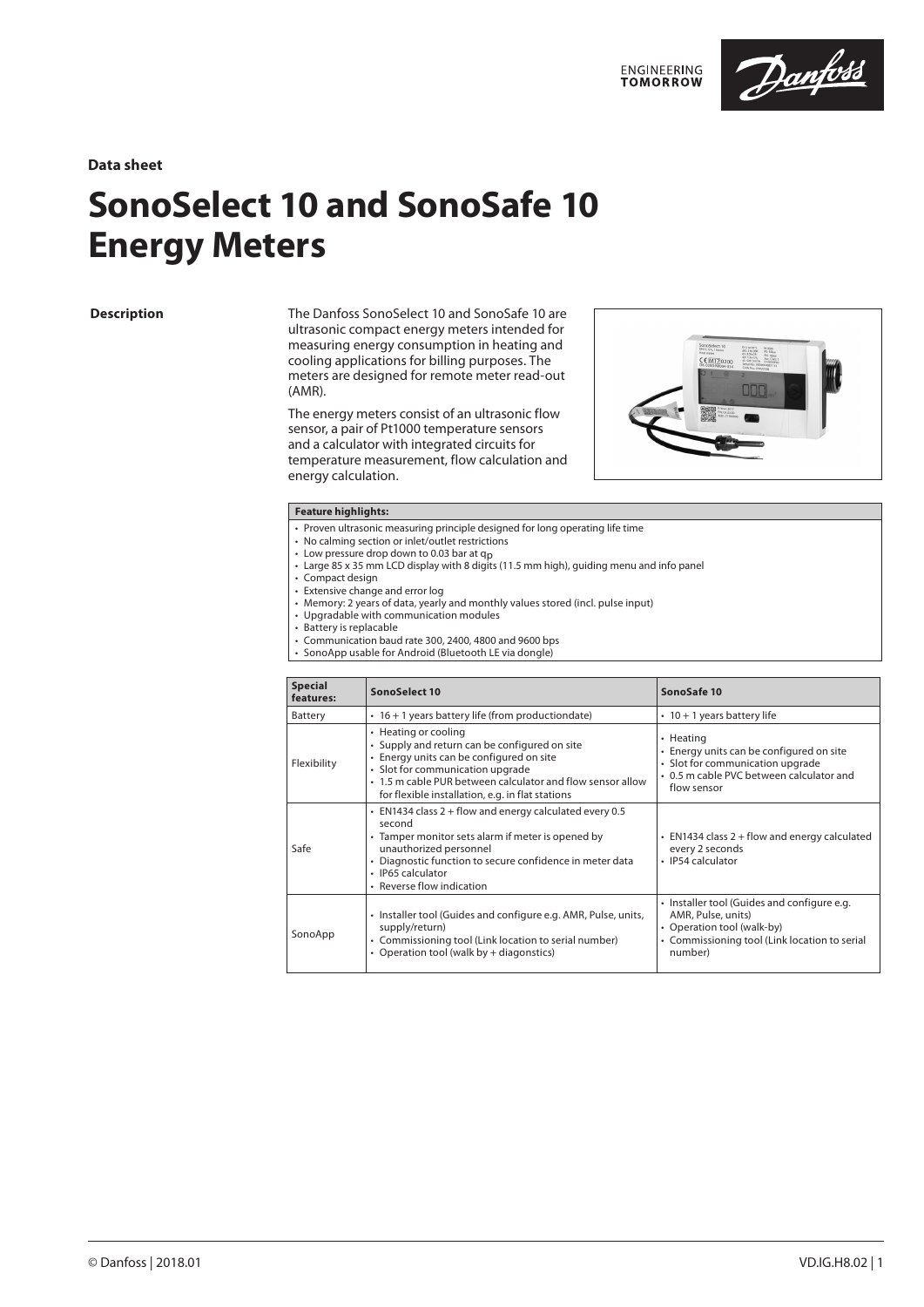**Data sheet**

# SonoSelect 10 and SonoSafe 10 Energy Meters

## Description

The Danfoss SonoSelect 10 and SonoSafe 10 are ultrasonic compact energy meters intended for measuring energy consumption in heating and cooling applications for billing purposes. The meters are designed for remote meter read-out (AMR).

The energy meters consist of an ultrasonic flow sensor, a pair of Pt1000 temperature sensors and a calculator with integrated circuits for temperature measurement, flow calculation and energy calculation.

| Feature highlights: |
|---|
| • Proven ultrasonic measuring principle designed for long operating life time<br>• No calming section or inlet/outlet restrictions<br>• Low pressure drop down to 0.03 bar at $q_p$<br>• Large 85 x 35 mm LCD display with 8 digits (11.5 mm high), guiding menu and info panel<br>• Compact design<br>• Extensive change and error log<br>• Memory: 2 years of data, yearly and monthly values stored (incl. pulse input)<br>• Upgradable with communication modules<br>• Battery is replacable<br>• Communication baud rate 300, 2400, 4800 and 9600 bps<br>• SonoApp usable for Android (Bluetooth LE via dongle) |

| Special features: | SonoSelect 10 | SonoSafe 10 |
|---|---|---|
| Battery | • 16 + 1 years battery life (from productiondate) | • 10 + 1 years battery life |
| Flexibility | • Heating or cooling<br>• Supply and return can be configured on site<br>• Energy units can be configured on site<br>• Slot for communication upgrade<br>• 1.5 m cable PUR between calculator and flow sensor allow for flexible installation, e.g. in flat stations | • Heating<br>• Energy units can be configured on site<br>• Slot for communication upgrade<br>• 0.5 m cable PVC between calculator and flow sensor |
| Safe | • EN1434 class 2 + flow and energy calculated every 0.5 second<br>• Tamper monitor sets alarm if meter is opened by unauthorized personnel<br>• Diagnostic function to secure confidence in meter data<br>• IP65 calculator<br>• Reverse flow indication | • EN1434 class 2 + flow and energy calculated every 2 seconds<br>• IP54 calculator |
| SonoApp | • Installer tool (Guides and configure e.g. AMR, Pulse, units, supply/return)<br>• Commissioning tool (Link location to serial number)<br>• Operation tool (walk by + diagonstics) | • Installer tool (Guides and configure e.g. AMR, Pulse, units)<br>• Operation tool (walk-by)<br>• Commissioning tool (Link location to serial number) |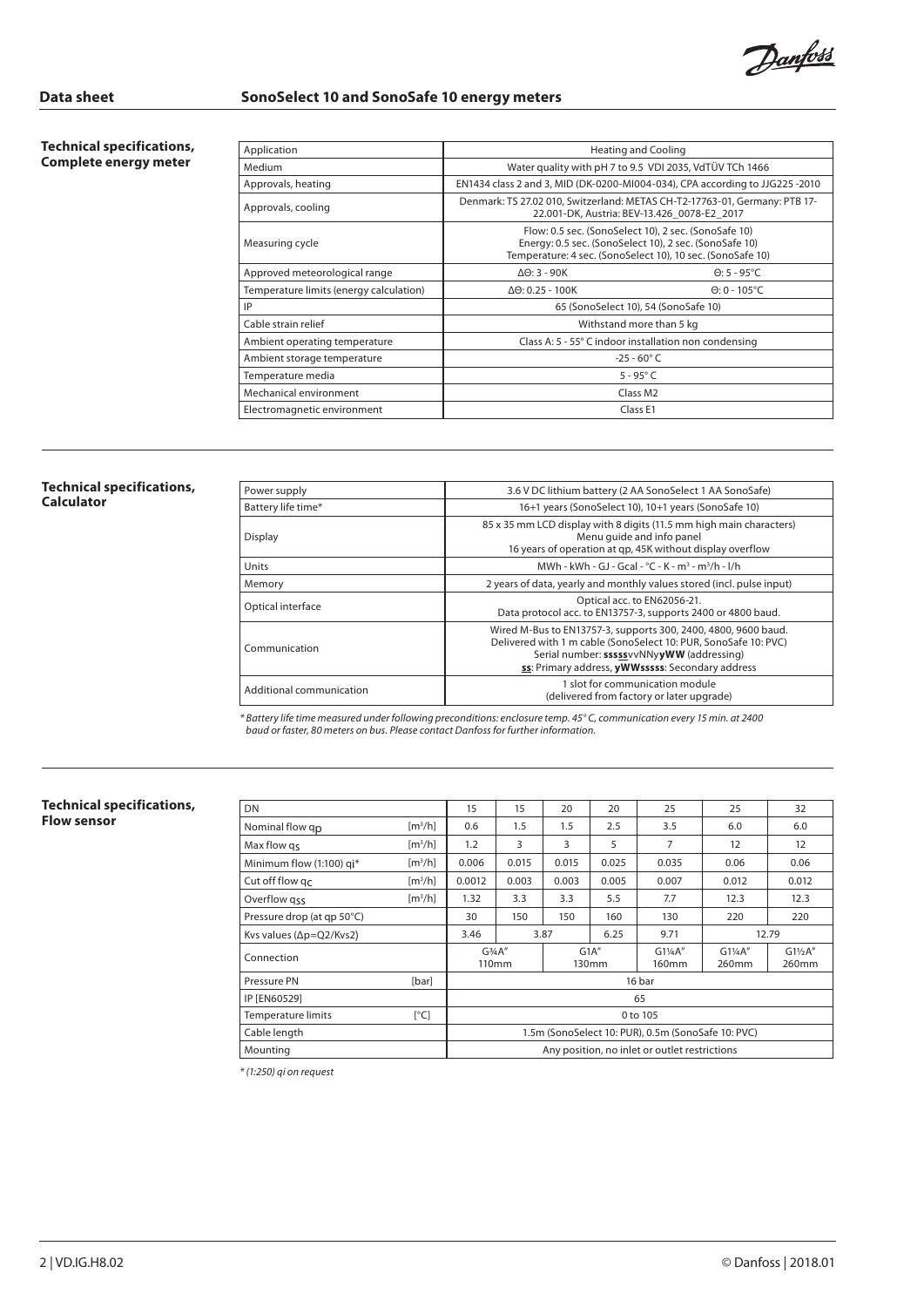## Technical specifications, Complete energy meter

| Application | Heating and Cooling | |
|---|---|---|
| Medium | Water quality with pH 7 to 9.5 VDI 2035, VdTÜV TCh 1466 | |
| Approvals, heating | EN1434 class 2 and 3, MID (DK-0200-MI004-034), CPA according to JJG225 -2010 | |
| Approvals, cooling | Denmark: TS 27.02 010, Switzerland: METAS CH-T2-17763-01, Germany: PTB 17-22.001-DK, Austria: BEV-13.426_0078-E2_2017 | |
| Measuring cycle | Flow: 0.5 sec. (SonoSelect 10), 2 sec. (SonoSafe 10)<br>Energy: 0.5 sec. (SonoSelect 10), 2 sec. (SonoSafe 10)<br>Temperature: 4 sec. (SonoSelect 10), 10 sec. (SonoSafe 10) | |
| Approved meteorological range | ΔΘ: 3 - 90K | Θ: 5 - 95°C |
| Temperature limits (energy calculation) | ΔΘ: 0.25 - 100K | Θ: 0 - 105°C |
| IP | 65 (SonoSelect 10), 54 (SonoSafe 10) | |
| Cable strain relief | Withstand more than 5 kg | |
| Ambient operating temperature | Class A: 5 - 55° C indoor installation non condensing | |
| Ambient storage temperature | -25 - 60° C | |
| Temperature media | 5 - 95° C | |
| Mechanical environment | Class M2 | |
| Electromagnetic environment | Class E1 | |

## Technical specifications, Calculator

| Power supply | 3.6 V DC lithium battery (2 AA SonoSelect 1 AA SonoSafe) |
|---|---|
| Battery life time* | 16+1 years (SonoSelect 10), 10+1 years (SonoSafe 10) |
| Display | 85 x 35 mm LCD display with 8 digits (11.5 mm high main characters)<br>Menu guide and info panel<br>16 years of operation at qp, 45K without display overflow |
| Units | MWh - kWh - GJ - Gcal - °C - K - m³ - m³/h - l/h |
| Memory | 2 years of data, yearly and monthly values stored (incl. pulse input) |
| Optical interface | Optical acc. to EN62056-21.<br>Data protocol acc. to EN13757-3, supports 2400 or 4800 baud. |
| Communication | Wired M-Bus to EN13757-3, supports 300, 2400, 4800, 9600 baud.<br>Delivered with 1 m cable (SonoSelect 10: PUR, SonoSafe 10: PVC)<br>Serial number: **sssss**vvNNy**yWW** (addressing)<br>**ss**: Primary address, **yWWsssss**: Secondary address |
| Additional communication | 1 slot for communication module<br>(delivered from factory or later upgrade) |

*\* Battery life time measured under following preconditions: enclosure temp. 45° C, communication every 15 min. at 2400 baud or faster, 80 meters on bus. Please contact Danfoss for further information.*

## Technical specifications, Flow sensor

| DN | | 15 | 15 | 20 | 20 | 25 | 25 | 32 |
|---|---|---|---|---|---|---|---|---|
| Nominal flow $q_p$ | [m³/h] | 0.6 | 1.5 | 1.5 | 2.5 | 3.5 | 6.0 | 6.0 |
| Max flow $q_s$ | [m³/h] | 1.2 | 3 | 3 | 5 | 7 | 12 | 12 |
| Minimum flow (1:100) qi* | [m³/h] | 0.006 | 0.015 | 0.015 | 0.025 | 0.035 | 0.06 | 0.06 |
| Cut off flow $q_c$ | [m³/h] | 0.0012 | 0.003 | 0.003 | 0.005 | 0.007 | 0.012 | 0.012 |
| Overflow $q_{ss}$ | [m³/h] | 1.32 | 3.3 | 3.3 | 5.5 | 7.7 | 12.3 | 12.3 |
| Pressure drop (at qp 50°C) | | 30 | 150 | 150 | 160 | 130 | 220 | 220 |
| Kvs values (Δp=Q2/Kvs2) | | 3.46 | 3.87 | | 6.25 | 9.71 | 12.79 | |
| Connection | | G¾A″ 110mm | | G1A″ 130mm | | G1¼A″ 160mm | G1¼A″ 260mm | G1½A″ 260mm |
| Pressure PN | [bar] | 16 bar | | | | | | |
| IP [EN60529] | | 65 | | | | | | |
| Temperature limits | [°C] | 0 to 105 | | | | | | |
| Cable length | | 1.5m (SonoSelect 10: PUR), 0.5m (SonoSafe 10: PVC) | | | | | | |
| Mounting | | Any position, no inlet or outlet restrictions | | | | | | |

*\* (1:250) qi on request*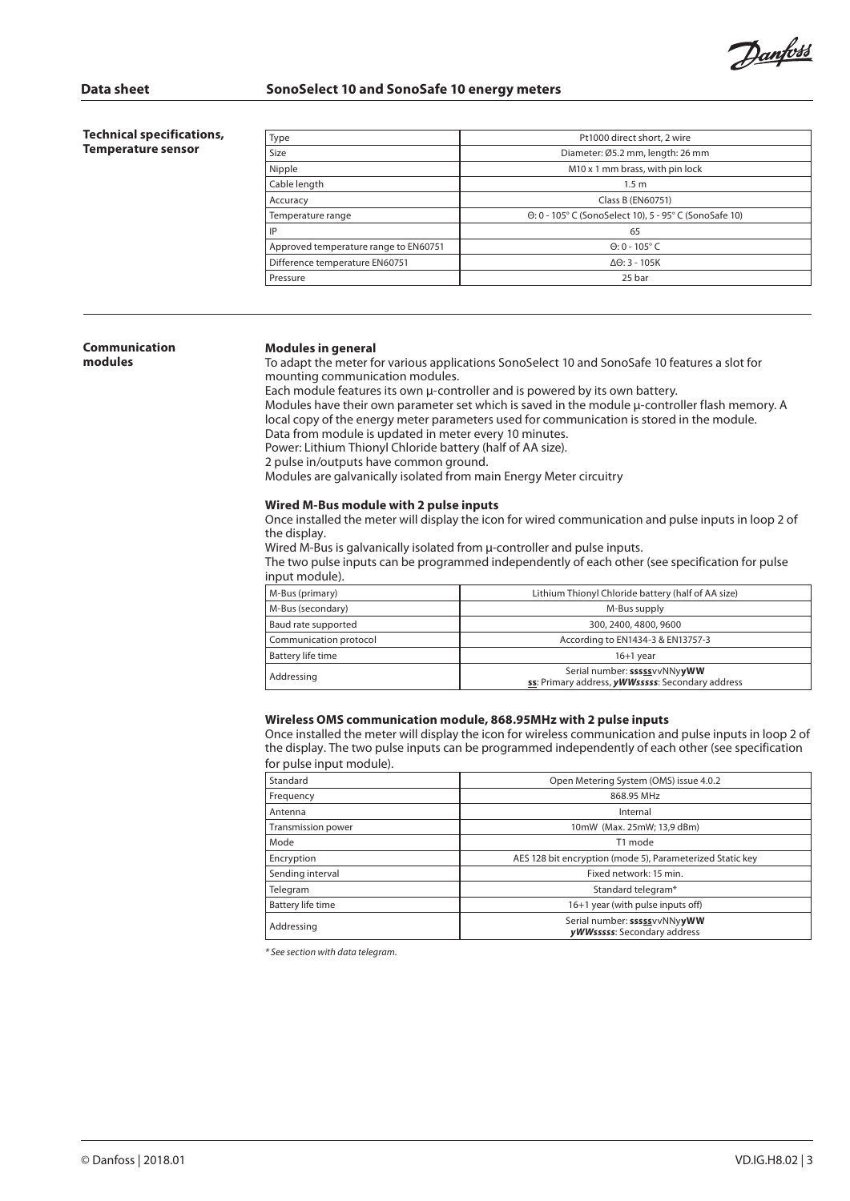## Technical specifications, Temperature sensor

| Type | Pt1000 direct short, 2 wire |
|---|---|
| Size | Diameter: Ø5.2 mm, length: 26 mm |
| Nipple | M10 x 1 mm brass, with pin lock |
| Cable length | 1.5 m |
| Accuracy | Class B (EN60751) |
| Temperature range | Θ: 0 - 105° C (SonoSelect 10), 5 - 95° C (SonoSafe 10) |
| IP | 65 |
| Approved temperature range to EN60751 | Θ: 0 - 105° C |
| Difference temperature EN60751 | ΔΘ: 3 - 105K |
| Pressure | 25 bar |

## Communication modules

### Modules in general

To adapt the meter for various applications SonoSelect 10 and SonoSafe 10 features a slot for mounting communication modules.
Each module features its own µ-controller and is powered by its own battery.
Modules have their own parameter set which is saved in the module µ-controller flash memory. A local copy of the energy meter parameters used for communication is stored in the module.
Data from module is updated in meter every 10 minutes.
Power: Lithium Thionyl Chloride battery (half of AA size).
2 pulse in/outputs have common ground.
Modules are galvanically isolated from main Energy Meter circuitry

### Wired M-Bus module with 2 pulse inputs

Once installed the meter will display the icon for wired communication and pulse inputs in loop 2 of the display.
Wired M-Bus is galvanically isolated from µ-controller and pulse inputs.
The two pulse inputs can be programmed independently of each other (see specification for pulse input module).

| M-Bus (primary) | Lithium Thionyl Chloride battery (half of AA size) |
|---|---|
| M-Bus (secondary) | M-Bus supply |
| Baud rate supported | 300, 2400, 4800, 9600 |
| Communication protocol | According to EN1434-3 & EN13757-3 |
| Battery life time | 16+1 year |
| Addressing | Serial number: **sssss**vvNNy**yWW**<br>**ss**: Primary address, ***yWWsssss***: Secondary address |

### Wireless OMS communication module, 868.95MHz with 2 pulse inputs

Once installed the meter will display the icon for wireless communication and pulse inputs in loop 2 of the display. The two pulse inputs can be programmed independently of each other (see specification for pulse input module).

| Standard | Open Metering System (OMS) issue 4.0.2 |
|---|---|
| Frequency | 868.95 MHz |
| Antenna | Internal |
| Transmission power | 10mW (Max. 25mW; 13,9 dBm) |
| Mode | T1 mode |
| Encryption | AES 128 bit encryption (mode 5), Parameterized Static key |
| Sending interval | Fixed network: 15 min. |
| Telegram | Standard telegram* |
| Battery life time | 16+1 year (with pulse inputs off) |
| Addressing | Serial number: **sssss**vvNNy**yWW**<br>***yWWsssss***: Secondary address |

*\* See section with data telegram.*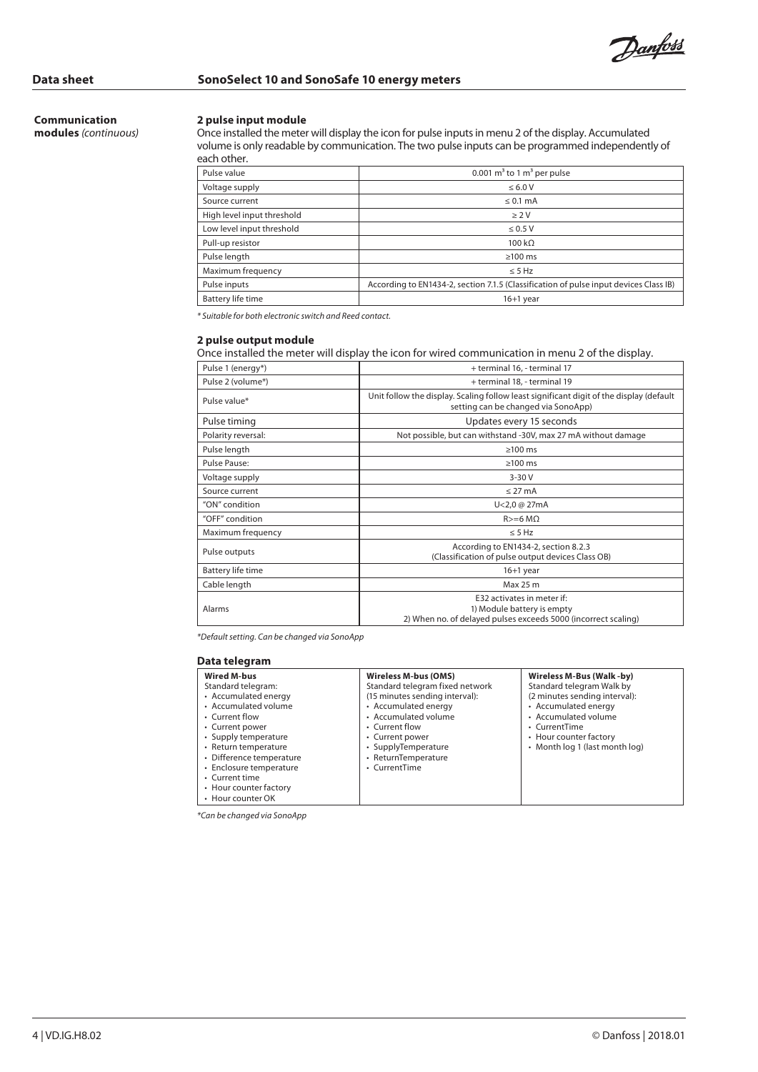## Communication modules *(continuous)*

### 2 pulse input module

Once installed the meter will display the icon for pulse inputs in menu 2 of the display. Accumulated volume is only readable by communication. The two pulse inputs can be programmed independently of each other.

| Pulse value | 0.001 $m^3$ to 1 $m^3$ per pulse |
|---|---|
| Voltage supply | ≤ 6.0 V |
| Source current | ≤ 0.1 mA |
| High level input threshold | ≥ 2 V |
| Low level input threshold | ≤ 0.5 V |
| Pull-up resistor | 100 kΩ |
| Pulse length | ≥100 ms |
| Maximum frequency | ≤ 5 Hz |
| Pulse inputs | According to EN1434-2, section 7.1.5 (Classification of pulse input devices Class IB) |
| Battery life time | 16+1 year |

*\* Suitable for both electronic switch and Reed contact.*

### 2 pulse output module

Once installed the meter will display the icon for wired communication in menu 2 of the display.

| Pulse 1 (energy*) | + terminal 16, - terminal 17 |
|---|---|
| Pulse 2 (volume*) | + terminal 18, - terminal 19 |
| Pulse value* | Unit follow the display. Scaling follow least significant digit of the display (default setting can be changed via SonoApp) |
| Pulse timing | Updates every 15 seconds |
| Polarity reversal: | Not possible, but can withstand -30V, max 27 mA without damage |
| Pulse length | ≥100 ms |
| Pulse Pause: | ≥100 ms |
| Voltage supply | 3-30 V |
| Source current | ≤ 27 mA |
| "ON" condition | U<2,0 @ 27mA |
| "OFF" condition | R>=6 MΩ |
| Maximum frequency | ≤ 5 Hz |
| Pulse outputs | According to EN1434-2, section 8.2.3 (Classification of pulse output devices Class OB) |
| Battery life time | 16+1 year |
| Cable length | Max 25 m |
| Alarms | E32 activates in meter if: 1) Module battery is empty 2) When no. of delayed pulses exceeds 5000 (incorrect scaling) |

*\*Default setting. Can be changed via SonoApp*

### Data telegram

| Wired M-bus | Wireless M-bus (OMS) | Wireless M-Bus (Walk -by) |
|---|---|---|
| Standard telegram:<br>• Accumulated energy<br>• Accumulated volume<br>• Current flow<br>• Current power<br>• Supply temperature<br>• Return temperature<br>• Difference temperature<br>• Enclosure temperature<br>• Current time<br>• Hour counter factory<br>• Hour counter OK | Standard telegram fixed network (15 minutes sending interval):<br>• Accumulated energy<br>• Accumulated volume<br>• Current flow<br>• Current power<br>• SupplyTemperature<br>• ReturnTemperature<br>• CurrentTime | Standard telegram Walk by (2 minutes sending interval):<br>• Accumulated energy<br>• Accumulated volume<br>• CurrentTime<br>• Hour counter factory<br>• Month log 1 (last month log) |

*\*Can be changed via SonoApp*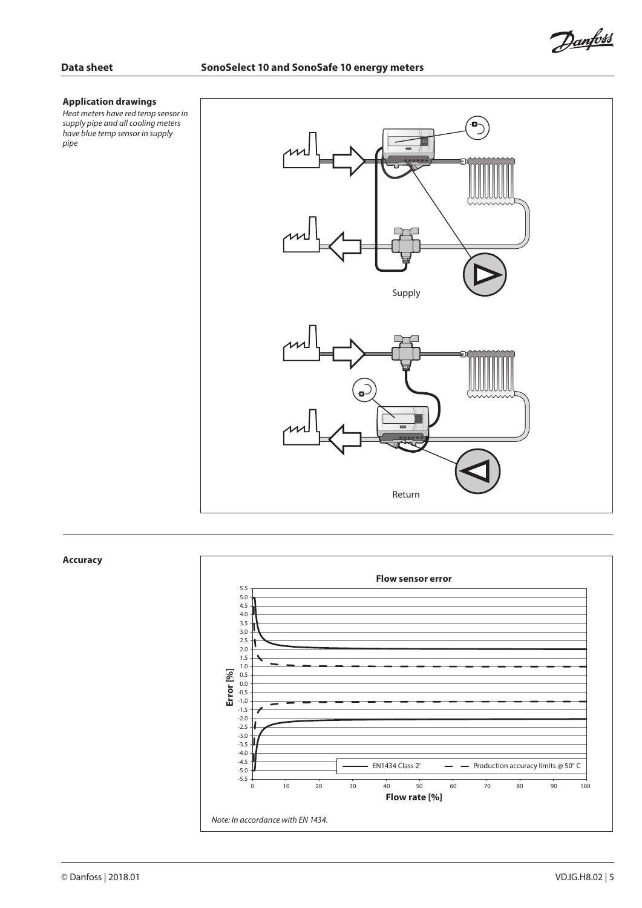## Application drawings

*Heat meters have red temp sensor in supply pipe and all cooling meters have blue temp sensor in supply pipe*

Supply

Return

## Accuracy

**Flow sensor error**

EN1434 Class 2' — Production accuracy limits @ 50° C

Error [%]

Flow rate [%]

*Note: In accordance with EN 1434.*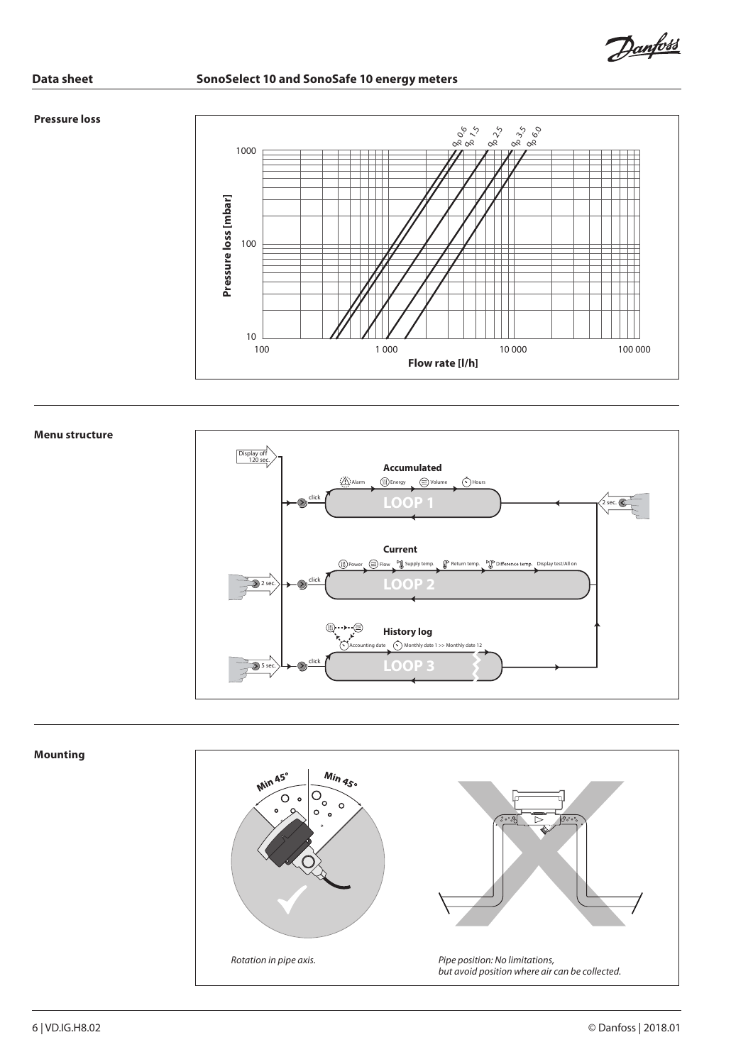## Pressure loss

## Menu structure

## Mounting

*Rotation in pipe axis.*

*Pipe position: No limitations, but avoid position where air can be collected.*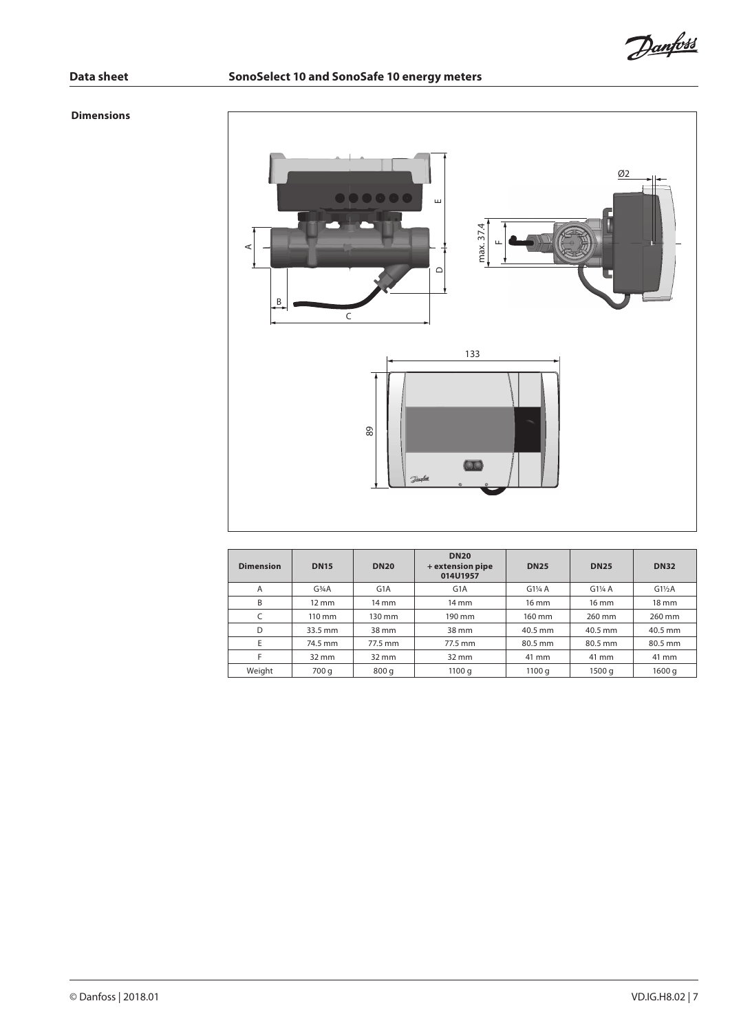## Dimensions

| Dimension | DN15 | DN20 | DN20 + extension pipe 014U1957 | DN25 | DN25 | DN32 |
|---|---|---|---|---|---|---|
| A | G¾A | G1A | G1A | G1¼ A | G1¼ A | G1½A |
| B | 12 mm | 14 mm | 14 mm | 16 mm | 16 mm | 18 mm |
| C | 110 mm | 130 mm | 190 mm | 160 mm | 260 mm | 260 mm |
| D | 33.5 mm | 38 mm | 38 mm | 40.5 mm | 40.5 mm | 40.5 mm |
| E | 74.5 mm | 77.5 mm | 77.5 mm | 80.5 mm | 80.5 mm | 80.5 mm |
| F | 32 mm | 32 mm | 32 mm | 41 mm | 41 mm | 41 mm |
| Weight | 700 g | 800 g | 1100 g | 1100 g | 1500 g | 1600 g |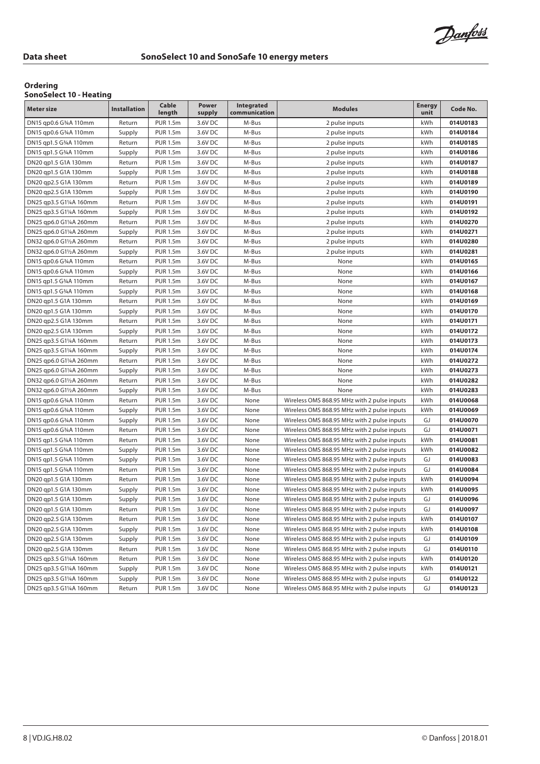## Ordering

### SonoSelect 10 - Heating

| Meter size | Installation | Cable length | Power supply | Integrated communication | Modules | Energy unit | Code No. |
|---|---|---|---|---|---|---|---|
| DN15 qp0.6 G¾A 110mm | Return | PUR 1.5m | 3.6V DC | M-Bus | 2 pulse inputs | kWh | **014U0183** |
| DN15 qp0.6 G¾A 110mm | Supply | PUR 1.5m | 3.6V DC | M-Bus | 2 pulse inputs | kWh | **014U0184** |
| DN15 qp1.5 G¾A 110mm | Return | PUR 1.5m | 3.6V DC | M-Bus | 2 pulse inputs | kWh | **014U0185** |
| DN15 qp1.5 G¾A 110mm | Supply | PUR 1.5m | 3.6V DC | M-Bus | 2 pulse inputs | kWh | **014U0186** |
| DN20 qp1.5 G1A 130mm | Return | PUR 1.5m | 3.6V DC | M-Bus | 2 pulse inputs | kWh | **014U0187** |
| DN20 qp1.5 G1A 130mm | Supply | PUR 1.5m | 3.6V DC | M-Bus | 2 pulse inputs | kWh | **014U0188** |
| DN20 qp2.5 G1A 130mm | Return | PUR 1.5m | 3.6V DC | M-Bus | 2 pulse inputs | kWh | **014U0189** |
| DN20 qp2.5 G1A 130mm | Supply | PUR 1.5m | 3.6V DC | M-Bus | 2 pulse inputs | kWh | **014U0190** |
| DN25 qp3.5 G1¼A 160mm | Return | PUR 1.5m | 3.6V DC | M-Bus | 2 pulse inputs | kWh | **014U0191** |
| DN25 qp3.5 G1¼A 160mm | Supply | PUR 1.5m | 3.6V DC | M-Bus | 2 pulse inputs | kWh | **014U0192** |
| DN25 qp6.0 G1¼A 260mm | Return | PUR 1.5m | 3.6V DC | M-Bus | 2 pulse inputs | kWh | **014U0270** |
| DN25 qp6.0 G1¼A 260mm | Supply | PUR 1.5m | 3.6V DC | M-Bus | 2 pulse inputs | kWh | **014U0271** |
| DN32 qp6.0 G1½A 260mm | Return | PUR 1.5m | 3.6V DC | M-Bus | 2 pulse inputs | kWh | **014U0280** |
| DN32 qp6.0 G1½A 260mm | Supply | PUR 1.5m | 3.6V DC | M-Bus | 2 pulse inputs | kWh | **014U0281** |
| DN15 qp0.6 G¾A 110mm | Return | PUR 1.5m | 3.6V DC | M-Bus | None | kWh | **014U0165** |
| DN15 qp0.6 G¾A 110mm | Supply | PUR 1.5m | 3.6V DC | M-Bus | None | kWh | **014U0166** |
| DN15 qp1.5 G¾A 110mm | Return | PUR 1.5m | 3.6V DC | M-Bus | None | kWh | **014U0167** |
| DN15 qp1.5 G¾A 110mm | Supply | PUR 1.5m | 3.6V DC | M-Bus | None | kWh | **014U0168** |
| DN20 qp1.5 G1A 130mm | Return | PUR 1.5m | 3.6V DC | M-Bus | None | kWh | **014U0169** |
| DN20 qp1.5 G1A 130mm | Supply | PUR 1.5m | 3.6V DC | M-Bus | None | kWh | **014U0170** |
| DN20 qp2.5 G1A 130mm | Return | PUR 1.5m | 3.6V DC | M-Bus | None | kWh | **014U0171** |
| DN20 qp2.5 G1A 130mm | Supply | PUR 1.5m | 3.6V DC | M-Bus | None | kWh | **014U0172** |
| DN25 qp3.5 G1¼A 160mm | Return | PUR 1.5m | 3.6V DC | M-Bus | None | kWh | **014U0173** |
| DN25 qp3.5 G1¼A 160mm | Supply | PUR 1.5m | 3.6V DC | M-Bus | None | kWh | **014U0174** |
| DN25 qp6.0 G1¼A 260mm | Return | PUR 1.5m | 3.6V DC | M-Bus | None | kWh | **014U0272** |
| DN25 qp6.0 G1¼A 260mm | Supply | PUR 1.5m | 3.6V DC | M-Bus | None | kWh | **014U0273** |
| DN32 qp6.0 G1½A 260mm | Return | PUR 1.5m | 3.6V DC | M-Bus | None | kWh | **014U0282** |
| DN32 qp6.0 G1½A 260mm | Supply | PUR 1.5m | 3.6V DC | M-Bus | None | kWh | **014U0283** |
| DN15 qp0.6 G¾A 110mm | Return | PUR 1.5m | 3.6V DC | None | Wireless OMS 868.95 MHz with 2 pulse inputs | kWh | **014U0068** |
| DN15 qp0.6 G¾A 110mm | Supply | PUR 1.5m | 3.6V DC | None | Wireless OMS 868.95 MHz with 2 pulse inputs | kWh | **014U0069** |
| DN15 qp0.6 G¾A 110mm | Supply | PUR 1.5m | 3.6V DC | None | Wireless OMS 868.95 MHz with 2 pulse inputs | GJ | **014U0070** |
| DN15 qp0.6 G¾A 110mm | Return | PUR 1.5m | 3.6V DC | None | Wireless OMS 868.95 MHz with 2 pulse inputs | GJ | **014U0071** |
| DN15 qp1.5 G¾A 110mm | Return | PUR 1.5m | 3.6V DC | None | Wireless OMS 868.95 MHz with 2 pulse inputs | kWh | **014U0081** |
| DN15 qp1.5 G¾A 110mm | Supply | PUR 1.5m | 3.6V DC | None | Wireless OMS 868.95 MHz with 2 pulse inputs | kWh | **014U0082** |
| DN15 qp1.5 G¾A 110mm | Supply | PUR 1.5m | 3.6V DC | None | Wireless OMS 868.95 MHz with 2 pulse inputs | GJ | **014U0083** |
| DN15 qp1.5 G¾A 110mm | Return | PUR 1.5m | 3.6V DC | None | Wireless OMS 868.95 MHz with 2 pulse inputs | GJ | **014U0084** |
| DN20 qp1.5 G1A 130mm | Return | PUR 1.5m | 3.6V DC | None | Wireless OMS 868.95 MHz with 2 pulse inputs | kWh | **014U0094** |
| DN20 qp1.5 G1A 130mm | Supply | PUR 1.5m | 3.6V DC | None | Wireless OMS 868.95 MHz with 2 pulse inputs | kWh | **014U0095** |
| DN20 qp1.5 G1A 130mm | Supply | PUR 1.5m | 3.6V DC | None | Wireless OMS 868.95 MHz with 2 pulse inputs | GJ | **014U0096** |
| DN20 qp1.5 G1A 130mm | Return | PUR 1.5m | 3.6V DC | None | Wireless OMS 868.95 MHz with 2 pulse inputs | GJ | **014U0097** |
| DN20 qp2.5 G1A 130mm | Return | PUR 1.5m | 3.6V DC | None | Wireless OMS 868.95 MHz with 2 pulse inputs | kWh | **014U0107** |
| DN20 qp2.5 G1A 130mm | Supply | PUR 1.5m | 3.6V DC | None | Wireless OMS 868.95 MHz with 2 pulse inputs | kWh | **014U0108** |
| DN20 qp2.5 G1A 130mm | Supply | PUR 1.5m | 3.6V DC | None | Wireless OMS 868.95 MHz with 2 pulse inputs | GJ | **014U0109** |
| DN20 qp2.5 G1A 130mm | Return | PUR 1.5m | 3.6V DC | None | Wireless OMS 868.95 MHz with 2 pulse inputs | GJ | **014U0110** |
| DN25 qp3.5 G1¼A 160mm | Return | PUR 1.5m | 3.6V DC | None | Wireless OMS 868.95 MHz with 2 pulse inputs | kWh | **014U0120** |
| DN25 qp3.5 G1¼A 160mm | Supply | PUR 1.5m | 3.6V DC | None | Wireless OMS 868.95 MHz with 2 pulse inputs | kWh | **014U0121** |
| DN25 qp3.5 G1¼A 160mm | Supply | PUR 1.5m | 3.6V DC | None | Wireless OMS 868.95 MHz with 2 pulse inputs | GJ | **014U0122** |
| DN25 qp3.5 G1¼A 160mm | Return | PUR 1.5m | 3.6V DC | None | Wireless OMS 868.95 MHz with 2 pulse inputs | GJ | **014U0123** |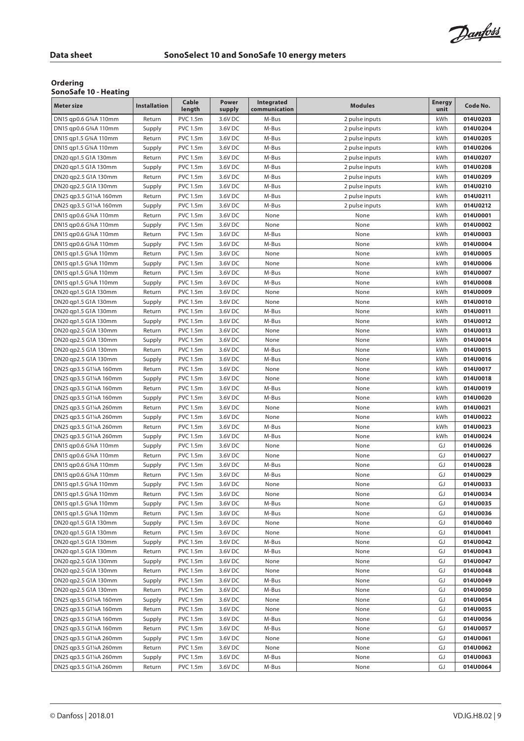## Ordering

### SonoSafe 10 - Heating

| Meter size | Installation | Cable length | Power supply | Integrated communication | Modules | Energy unit | Code No. |
|---|---|---|---|---|---|---|---|
| DN15 qp0.6 G¾A 110mm | Return | PVC 1.5m | 3.6V DC | M-Bus | 2 pulse inputs | kWh | **014U0203** |
| DN15 qp0.6 G¾A 110mm | Supply | PVC 1.5m | 3.6V DC | M-Bus | 2 pulse inputs | kWh | **014U0204** |
| DN15 qp1.5 G¾A 110mm | Return | PVC 1.5m | 3.6V DC | M-Bus | 2 pulse inputs | kWh | **014U0205** |
| DN15 qp1.5 G¾A 110mm | Supply | PVC 1.5m | 3.6V DC | M-Bus | 2 pulse inputs | kWh | **014U0206** |
| DN20 qp1.5 G1A 130mm | Return | PVC 1.5m | 3.6V DC | M-Bus | 2 pulse inputs | kWh | **014U0207** |
| DN20 qp1.5 G1A 130mm | Supply | PVC 1.5m | 3.6V DC | M-Bus | 2 pulse inputs | kWh | **014U0208** |
| DN20 qp2.5 G1A 130mm | Return | PVC 1.5m | 3.6V DC | M-Bus | 2 pulse inputs | kWh | **014U0209** |
| DN20 qp2.5 G1A 130mm | Supply | PVC 1.5m | 3.6V DC | M-Bus | 2 pulse inputs | kWh | **014U0210** |
| DN25 qp3.5 G1¼A 160mm | Return | PVC 1.5m | 3.6V DC | M-Bus | 2 pulse inputs | kWh | **014U0211** |
| DN25 qp3.5 G1¼A 160mm | Supply | PVC 1.5m | 3.6V DC | M-Bus | 2 pulse inputs | kWh | **014U0212** |
| DN15 qp0.6 G¾A 110mm | Return | PVC 1.5m | 3.6V DC | None | None | kWh | **014U0001** |
| DN15 qp0.6 G¾A 110mm | Supply | PVC 1.5m | 3.6V DC | None | None | kWh | **014U0002** |
| DN15 qp0.6 G¾A 110mm | Return | PVC 1.5m | 3.6V DC | M-Bus | None | kWh | **014U0003** |
| DN15 qp0.6 G¾A 110mm | Supply | PVC 1.5m | 3.6V DC | M-Bus | None | kWh | **014U0004** |
| DN15 qp1.5 G¾A 110mm | Return | PVC 1.5m | 3.6V DC | None | None | kWh | **014U0005** |
| DN15 qp1.5 G¾A 110mm | Supply | PVC 1.5m | 3.6V DC | None | None | kWh | **014U0006** |
| DN15 qp1.5 G¾A 110mm | Return | PVC 1.5m | 3.6V DC | M-Bus | None | kWh | **014U0007** |
| DN15 qp1.5 G¾A 110mm | Supply | PVC 1.5m | 3.6V DC | M-Bus | None | kWh | **014U0008** |
| DN20 qp1.5 G1A 130mm | Return | PVC 1.5m | 3.6V DC | None | None | kWh | **014U0009** |
| DN20 qp1.5 G1A 130mm | Supply | PVC 1.5m | 3.6V DC | None | None | kWh | **014U0010** |
| DN20 qp1.5 G1A 130mm | Return | PVC 1.5m | 3.6V DC | M-Bus | None | kWh | **014U0011** |
| DN20 qp1.5 G1A 130mm | Supply | PVC 1.5m | 3.6V DC | M-Bus | None | kWh | **014U0012** |
| DN20 qp2.5 G1A 130mm | Return | PVC 1.5m | 3.6V DC | None | None | kWh | **014U0013** |
| DN20 qp2.5 G1A 130mm | Supply | PVC 1.5m | 3.6V DC | None | None | kWh | **014U0014** |
| DN20 qp2.5 G1A 130mm | Return | PVC 1.5m | 3.6V DC | M-Bus | None | kWh | **014U0015** |
| DN20 qp2.5 G1A 130mm | Supply | PVC 1.5m | 3.6V DC | M-Bus | None | kWh | **014U0016** |
| DN25 qp3.5 G1¼A 160mm | Return | PVC 1.5m | 3.6V DC | None | None | kWh | **014U0017** |
| DN25 qp3.5 G1¼A 160mm | Supply | PVC 1.5m | 3.6V DC | None | None | kWh | **014U0018** |
| DN25 qp3.5 G1¼A 160mm | Return | PVC 1.5m | 3.6V DC | M-Bus | None | kWh | **014U0019** |
| DN25 qp3.5 G1¼A 160mm | Supply | PVC 1.5m | 3.6V DC | M-Bus | None | kWh | **014U0020** |
| DN25 qp3.5 G1¼A 260mm | Return | PVC 1.5m | 3.6V DC | None | None | kWh | **014U0021** |
| DN25 qp3.5 G1¼A 260mm | Supply | PVC 1.5m | 3.6V DC | None | None | kWh | **014U0022** |
| DN25 qp3.5 G1¼A 260mm | Return | PVC 1.5m | 3.6V DC | M-Bus | None | kWh | **014U0023** |
| DN25 qp3.5 G1¼A 260mm | Supply | PVC 1.5m | 3.6V DC | M-Bus | None | kWh | **014U0024** |
| DN15 qp0.6 G¾A 110mm | Supply | PVC 1.5m | 3.6V DC | None | None | GJ | **014U0026** |
| DN15 qp0.6 G¾A 110mm | Return | PVC 1.5m | 3.6V DC | None | None | GJ | **014U0027** |
| DN15 qp0.6 G¾A 110mm | Supply | PVC 1.5m | 3.6V DC | M-Bus | None | GJ | **014U0028** |
| DN15 qp0.6 G¾A 110mm | Return | PVC 1.5m | 3.6V DC | M-Bus | None | GJ | **014U0029** |
| DN15 qp1.5 G¾A 110mm | Supply | PVC 1.5m | 3.6V DC | None | None | GJ | **014U0033** |
| DN15 qp1.5 G¾A 110mm | Return | PVC 1.5m | 3.6V DC | None | None | GJ | **014U0034** |
| DN15 qp1.5 G¾A 110mm | Supply | PVC 1.5m | 3.6V DC | M-Bus | None | GJ | **014U0035** |
| DN15 qp1.5 G¾A 110mm | Return | PVC 1.5m | 3.6V DC | M-Bus | None | GJ | **014U0036** |
| DN20 qp1.5 G1A 130mm | Supply | PVC 1.5m | 3.6V DC | None | None | GJ | **014U0040** |
| DN20 qp1.5 G1A 130mm | Return | PVC 1.5m | 3.6V DC | None | None | GJ | **014U0041** |
| DN20 qp1.5 G1A 130mm | Supply | PVC 1.5m | 3.6V DC | M-Bus | None | GJ | **014U0042** |
| DN20 qp1.5 G1A 130mm | Return | PVC 1.5m | 3.6V DC | M-Bus | None | GJ | **014U0043** |
| DN20 qp2.5 G1A 130mm | Supply | PVC 1.5m | 3.6V DC | None | None | GJ | **014U0047** |
| DN20 qp2.5 G1A 130mm | Return | PVC 1.5m | 3.6V DC | None | None | GJ | **014U0048** |
| DN20 qp2.5 G1A 130mm | Supply | PVC 1.5m | 3.6V DC | M-Bus | None | GJ | **014U0049** |
| DN20 qp2.5 G1A 130mm | Return | PVC 1.5m | 3.6V DC | M-Bus | None | GJ | **014U0050** |
| DN25 qp3.5 G1¼A 160mm | Supply | PVC 1.5m | 3.6V DC | None | None | GJ | **014U0054** |
| DN25 qp3.5 G1¼A 160mm | Return | PVC 1.5m | 3.6V DC | None | None | GJ | **014U0055** |
| DN25 qp3.5 G1¼A 160mm | Supply | PVC 1.5m | 3.6V DC | M-Bus | None | GJ | **014U0056** |
| DN25 qp3.5 G1¼A 160mm | Return | PVC 1.5m | 3.6V DC | M-Bus | None | GJ | **014U0057** |
| DN25 qp3.5 G1¼A 260mm | Supply | PVC 1.5m | 3.6V DC | None | None | GJ | **014U0061** |
| DN25 qp3.5 G1¼A 260mm | Return | PVC 1.5m | 3.6V DC | None | None | GJ | **014U0062** |
| DN25 qp3.5 G1¼A 260mm | Supply | PVC 1.5m | 3.6V DC | M-Bus | None | GJ | **014U0063** |
| DN25 qp3.5 G1¼A 260mm | Return | PVC 1.5m | 3.6V DC | M-Bus | None | GJ | **014U0064** |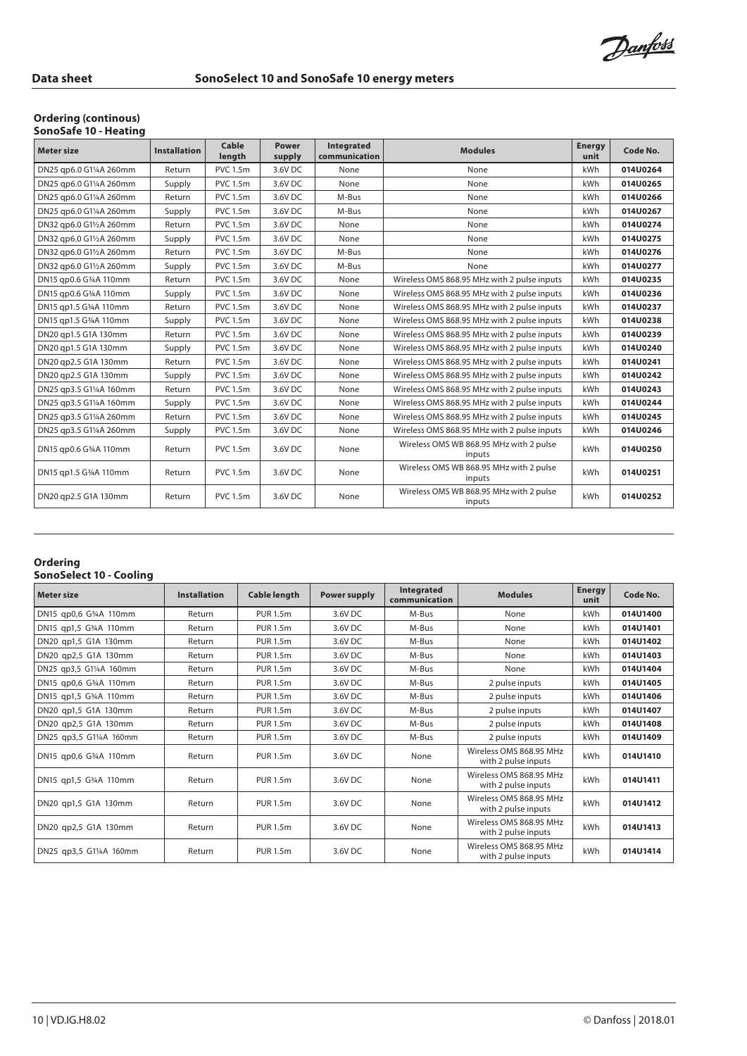**Ordering (continous)**
**SonoSafe 10 - Heating**

| Meter size | Installation | Cable length | Power supply | Integrated communication | Modules | Energy unit | Code No. |
|---|---|---|---|---|---|---|---|
| DN25 qp6.0 G1¼A 260mm | Return | PVC 1.5m | 3.6V DC | None | None | kWh | **014U0264** |
| DN25 qp6.0 G1¼A 260mm | Supply | PVC 1.5m | 3.6V DC | None | None | kWh | **014U0265** |
| DN25 qp6.0 G1¼A 260mm | Return | PVC 1.5m | 3.6V DC | M-Bus | None | kWh | **014U0266** |
| DN25 qp6.0 G1¼A 260mm | Supply | PVC 1.5m | 3.6V DC | M-Bus | None | kWh | **014U0267** |
| DN32 qp6.0 G1½A 260mm | Return | PVC 1.5m | 3.6V DC | None | None | kWh | **014U0274** |
| DN32 qp6.0 G1½A 260mm | Supply | PVC 1.5m | 3.6V DC | None | None | kWh | **014U0275** |
| DN32 qp6.0 G1½A 260mm | Return | PVC 1.5m | 3.6V DC | M-Bus | None | kWh | **014U0276** |
| DN32 qp6.0 G1½A 260mm | Supply | PVC 1.5m | 3.6V DC | M-Bus | None | kWh | **014U0277** |
| DN15 qp0.6 G¾A 110mm | Return | PVC 1.5m | 3.6V DC | None | Wireless OMS 868.95 MHz with 2 pulse inputs | kWh | **014U0235** |
| DN15 qp0.6 G¾A 110mm | Supply | PVC 1.5m | 3.6V DC | None | Wireless OMS 868.95 MHz with 2 pulse inputs | kWh | **014U0236** |
| DN15 qp1.5 G¾A 110mm | Return | PVC 1.5m | 3.6V DC | None | Wireless OMS 868.95 MHz with 2 pulse inputs | kWh | **014U0237** |
| DN15 qp1.5 G¾A 110mm | Supply | PVC 1.5m | 3.6V DC | None | Wireless OMS 868.95 MHz with 2 pulse inputs | kWh | **014U0238** |
| DN20 qp1.5 G1A 130mm | Return | PVC 1.5m | 3.6V DC | None | Wireless OMS 868.95 MHz with 2 pulse inputs | kWh | **014U0239** |
| DN20 qp1.5 G1A 130mm | Supply | PVC 1.5m | 3.6V DC | None | Wireless OMS 868.95 MHz with 2 pulse inputs | kWh | **014U0240** |
| DN20 qp2.5 G1A 130mm | Return | PVC 1.5m | 3.6V DC | None | Wireless OMS 868.95 MHz with 2 pulse inputs | kWh | **014U0241** |
| DN20 qp2.5 G1A 130mm | Supply | PVC 1.5m | 3.6V DC | None | Wireless OMS 868.95 MHz with 2 pulse inputs | kWh | **014U0242** |
| DN25 qp3.5 G1¼A 160mm | Return | PVC 1.5m | 3.6V DC | None | Wireless OMS 868.95 MHz with 2 pulse inputs | kWh | **014U0243** |
| DN25 qp3.5 G1¼A 160mm | Supply | PVC 1.5m | 3.6V DC | None | Wireless OMS 868.95 MHz with 2 pulse inputs | kWh | **014U0244** |
| DN25 qp3.5 G1¼A 260mm | Return | PVC 1.5m | 3.6V DC | None | Wireless OMS 868.95 MHz with 2 pulse inputs | kWh | **014U0245** |
| DN25 qp3.5 G1¼A 260mm | Supply | PVC 1.5m | 3.6V DC | None | Wireless OMS 868.95 MHz with 2 pulse inputs | kWh | **014U0246** |
| DN15 qp0.6 G¾A 110mm | Return | PVC 1.5m | 3.6V DC | None | Wireless OMS WB 868.95 MHz with 2 pulse inputs | kWh | **014U0250** |
| DN15 qp1.5 G¾A 110mm | Return | PVC 1.5m | 3.6V DC | None | Wireless OMS WB 868.95 MHz with 2 pulse inputs | kWh | **014U0251** |
| DN20 qp2.5 G1A 130mm | Return | PVC 1.5m | 3.6V DC | None | Wireless OMS WB 868.95 MHz with 2 pulse inputs | kWh | **014U0252** |

**Ordering**
**SonoSelect 10 - Cooling**

| Meter size | Installation | Cable length | Power supply | Integrated communication | Modules | Energy unit | Code No. |
|---|---|---|---|---|---|---|---|
| DN15 qp0,6 G¾A 110mm | Return | PUR 1.5m | 3.6V DC | M-Bus | None | kWh | **014U1400** |
| DN15 qp1,5 G¾A 110mm | Return | PUR 1.5m | 3.6V DC | M-Bus | None | kWh | **014U1401** |
| DN20 qp1,5 G1A 130mm | Return | PUR 1.5m | 3.6V DC | M-Bus | None | kWh | **014U1402** |
| DN20 qp2,5 G1A 130mm | Return | PUR 1.5m | 3.6V DC | M-Bus | None | kWh | **014U1403** |
| DN25 qp3,5 G1¼A 160mm | Return | PUR 1.5m | 3.6V DC | M-Bus | None | kWh | **014U1404** |
| DN15 qp0,6 G¾A 110mm | Return | PUR 1.5m | 3.6V DC | M-Bus | 2 pulse inputs | kWh | **014U1405** |
| DN15 qp1,5 G¾A 110mm | Return | PUR 1.5m | 3.6V DC | M-Bus | 2 pulse inputs | kWh | **014U1406** |
| DN20 qp1,5 G1A 130mm | Return | PUR 1.5m | 3.6V DC | M-Bus | 2 pulse inputs | kWh | **014U1407** |
| DN20 qp2,5 G1A 130mm | Return | PUR 1.5m | 3.6V DC | M-Bus | 2 pulse inputs | kWh | **014U1408** |
| DN25 qp3,5 G1¼A 160mm | Return | PUR 1.5m | 3.6V DC | M-Bus | 2 pulse inputs | kWh | **014U1409** |
| DN15 qp0,6 G¾A 110mm | Return | PUR 1.5m | 3.6V DC | None | Wireless OMS 868.95 MHz with 2 pulse inputs | kWh | **014U1410** |
| DN15 qp1,5 G¾A 110mm | Return | PUR 1.5m | 3.6V DC | None | Wireless OMS 868.95 MHz with 2 pulse inputs | kWh | **014U1411** |
| DN20 qp1,5 G1A 130mm | Return | PUR 1.5m | 3.6V DC | None | Wireless OMS 868.95 MHz with 2 pulse inputs | kWh | **014U1412** |
| DN20 qp2,5 G1A 130mm | Return | PUR 1.5m | 3.6V DC | None | Wireless OMS 868.95 MHz with 2 pulse inputs | kWh | **014U1413** |
| DN25 qp3,5 G1¼A 160mm | Return | PUR 1.5m | 3.6V DC | None | Wireless OMS 868.95 MHz with 2 pulse inputs | kWh | **014U1414** |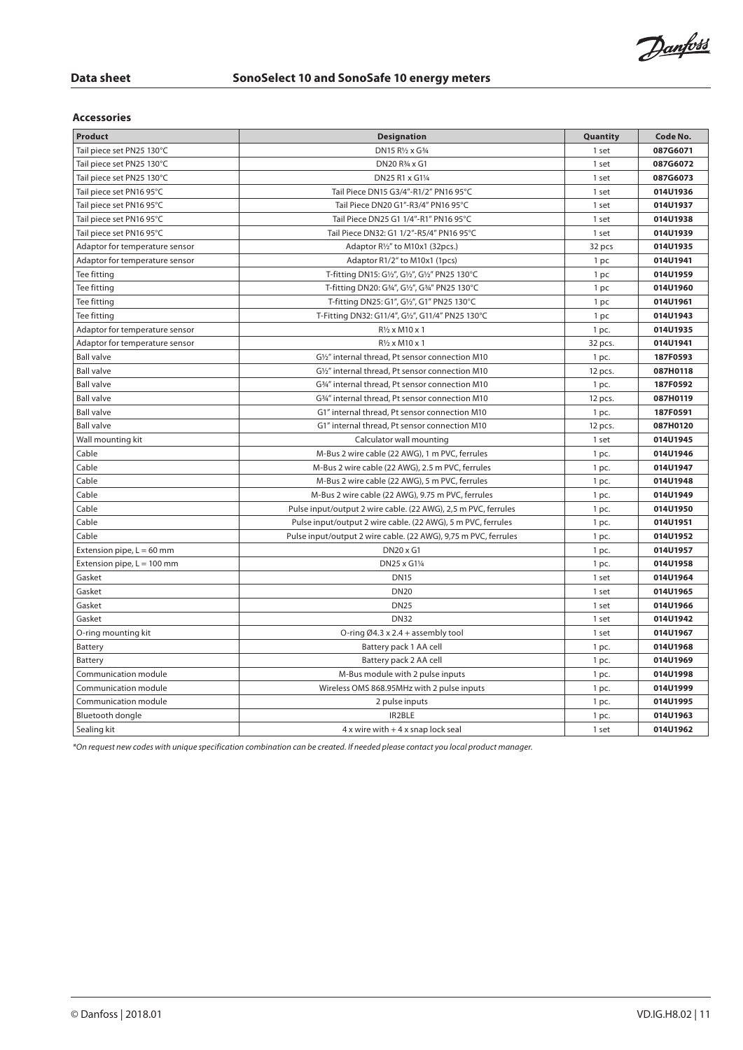## Accessories

| Product | Designation | Quantity | Code No. |
| --- | --- | --- | --- |
| Tail piece set PN25 130°C | DN15 R½ x G¾ | 1 set | **087G6071** |
| Tail piece set PN25 130°C | DN20 R¾ x G1 | 1 set | **087G6072** |
| Tail piece set PN25 130°C | DN25 R1 x G1¼ | 1 set | **087G6073** |
| Tail piece set PN16 95°C | Tail Piece DN15 G3/4"-R1/2" PN16 95°C | 1 set | **014U1936** |
| Tail piece set PN16 95°C | Tail Piece DN20 G1"-R3/4" PN16 95°C | 1 set | **014U1937** |
| Tail piece set PN16 95°C | Tail Piece DN25 G1 1/4"-R1" PN16 95°C | 1 set | **014U1938** |
| Tail piece set PN16 95°C | Tail Piece DN32: G1 1/2"-R5/4" PN16 95°C | 1 set | **014U1939** |
| Adaptor for temperature sensor | Adaptor R½" to M10x1 (32pcs.) | 32 pcs | **014U1935** |
| Adaptor for temperature sensor | Adaptor R1/2" to M10x1 (1pcs) | 1 pc | **014U1941** |
| Tee fitting | T-fitting DN15: G½", G½", G½" PN25 130°C | 1 pc | **014U1959** |
| Tee fitting | T-fitting DN20: G¾", G½", G¾" PN25 130°C | 1 pc | **014U1960** |
| Tee fitting | T-fitting DN25: G1", G½", G1" PN25 130°C | 1 pc | **014U1961** |
| Tee fitting | T-Fitting DN32: G11/4", G½", G11/4" PN25 130°C | 1 pc | **014U1943** |
| Adaptor for temperature sensor | R½ x M10 x 1 | 1 pc. | **014U1935** |
| Adaptor for temperature sensor | R½ x M10 x 1 | 32 pcs. | **014U1941** |
| Ball valve | G½" internal thread, Pt sensor connection M10 | 1 pc. | **187F0593** |
| Ball valve | G½" internal thread, Pt sensor connection M10 | 12 pcs. | **087H0118** |
| Ball valve | G¾" internal thread, Pt sensor connection M10 | 1 pc. | **187F0592** |
| Ball valve | G¾" internal thread, Pt sensor connection M10 | 12 pcs. | **087H0119** |
| Ball valve | G1" internal thread, Pt sensor connection M10 | 1 pc. | **187F0591** |
| Ball valve | G1" internal thread, Pt sensor connection M10 | 12 pcs. | **087H0120** |
| Wall mounting kit | Calculator wall mounting | 1 set | **014U1945** |
| Cable | M-Bus 2 wire cable (22 AWG), 1 m PVC, ferrules | 1 pc. | **014U1946** |
| Cable | M-Bus 2 wire cable (22 AWG), 2.5 m PVC, ferrules | 1 pc. | **014U1947** |
| Cable | M-Bus 2 wire cable (22 AWG), 5 m PVC, ferrules | 1 pc. | **014U1948** |
| Cable | M-Bus 2 wire cable (22 AWG), 9.75 m PVC, ferrules | 1 pc. | **014U1949** |
| Cable | Pulse input/output 2 wire cable. (22 AWG), 2,5 m PVC, ferrules | 1 pc. | **014U1950** |
| Cable | Pulse input/output 2 wire cable. (22 AWG), 5 m PVC, ferrules | 1 pc. | **014U1951** |
| Cable | Pulse input/output 2 wire cable. (22 AWG), 9,75 m PVC, ferrules | 1 pc. | **014U1952** |
| Extension pipe, L = 60 mm | DN20 x G1 | 1 pc. | **014U1957** |
| Extension pipe, L = 100 mm | DN25 x G1¼ | 1 pc. | **014U1958** |
| Gasket | DN15 | 1 set | **014U1964** |
| Gasket | DN20 | 1 set | **014U1965** |
| Gasket | DN25 | 1 set | **014U1966** |
| Gasket | DN32 | 1 set | **014U1942** |
| O-ring mounting kit | O-ring Ø4.3 x 2.4 + assembly tool | 1 set | **014U1967** |
| Battery | Battery pack 1 AA cell | 1 pc. | **014U1968** |
| Battery | Battery pack 2 AA cell | 1 pc. | **014U1969** |
| Communication module | M-Bus module with 2 pulse inputs | 1 pc. | **014U1998** |
| Communication module | Wireless OMS 868.95MHz with 2 pulse inputs | 1 pc. | **014U1999** |
| Communication module | 2 pulse inputs | 1 pc. | **014U1995** |
| Bluetooth dongle | IR2BLE | 1 pc. | **014U1963** |
| Sealing kit | 4 x wire with + 4 x snap lock seal | 1 set | **014U1962** |

*\*On request new codes with unique specification combination can be created. If needed please contact you local product manager.*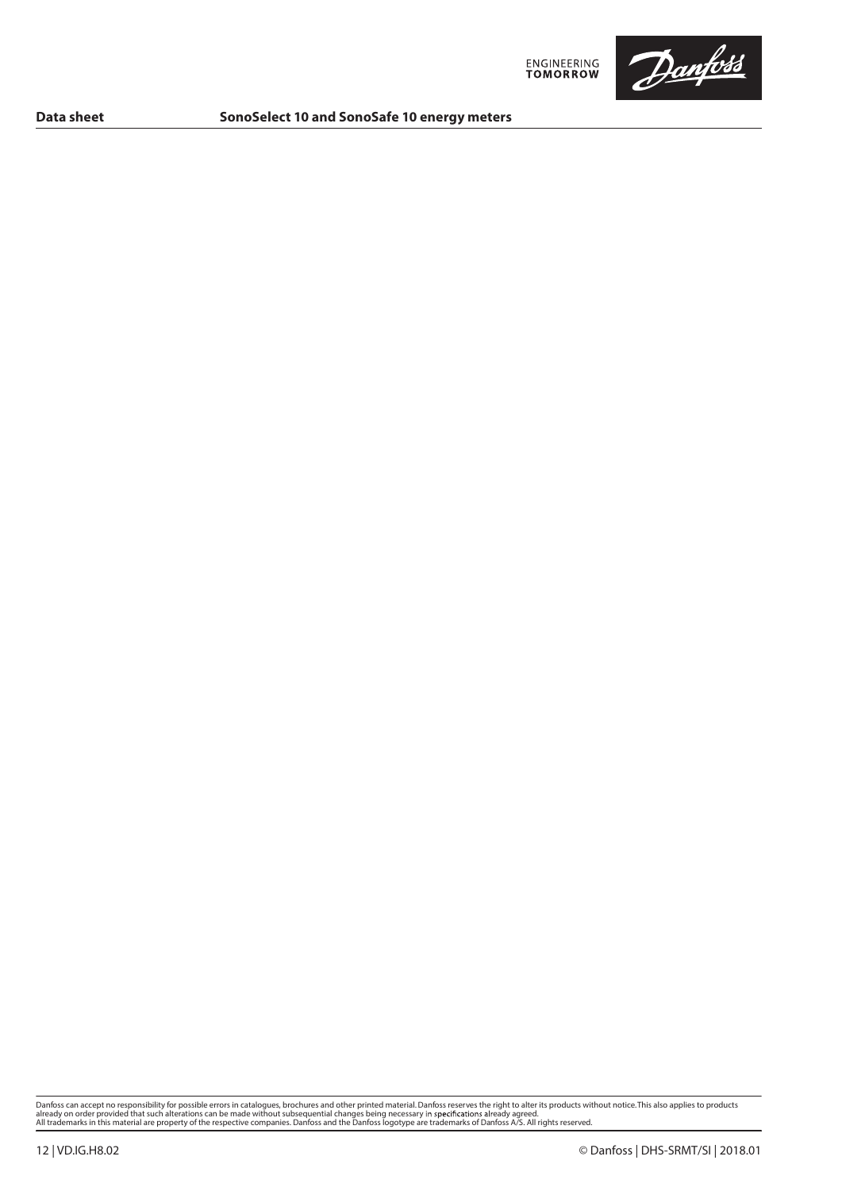Danfoss can accept no responsibility for possible errors in catalogues, brochures and other printed material. Danfoss reserves the right to alter its products without notice. This also applies to products already on order provided that such alterations can be made without subsequential changes being necessary in specifications already agreed.
All trademarks in this material are property of the respective companies. Danfoss and the Danfoss logotype are trademarks of Danfoss A/S. All rights reserved.